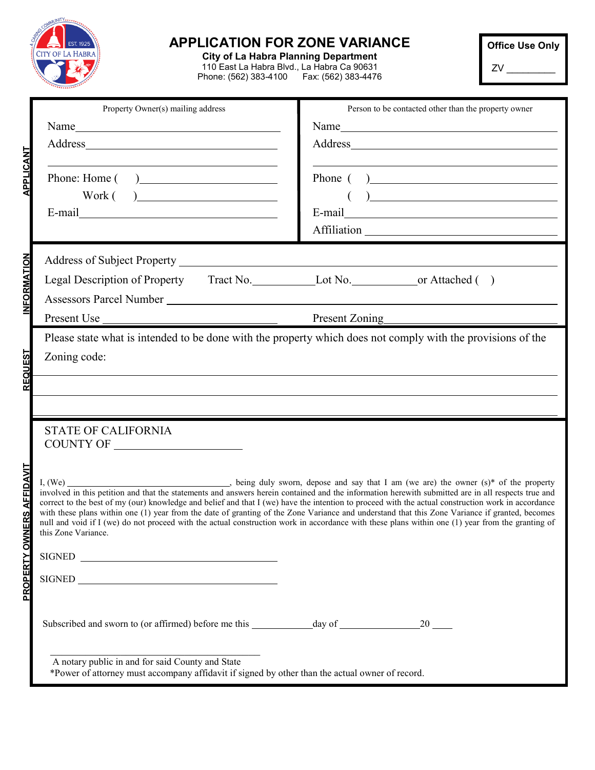# APPLICATION FOR ZONE VARIANCE

**City of La Habra Planning Department**
110 East La Habra Blvd., La Habra Ca 90631
Phone: (562) 383-4100 Fax: (562) 383-4476

**Office Use Only**
ZV _________

## APPLICANT

| Property Owner(s) mailing address | Person to be contacted other than the property owner |
|---|---|
| Name ______________________ | Name ______________________ |
| Address ______________________ | Address ______________________ |
| ______________________ | ______________________ |
| Phone: Home ( ) ______________ | Phone ( ) ______________ |
| Work ( ) ______________ | ( ) ______________ |
| E-mail ______________________ | E-mail ______________________ |
| | Affiliation ______________________ |

## INFORMATION

Address of Subject Property ______________________________________

Legal Description of Property Tract No.__________ Lot No.__________ or Attached ( )

Assessors Parcel Number ______________________________________

Present Use ______________________ Present Zoning ______________________

## REQUEST

Please state what is intended to be done with the property which does not comply with the provisions of the Zoning code:

______________________________________________________________________

______________________________________________________________________

______________________________________________________________________

## PROPERTY OWNERS AFFIDAVIT

STATE OF CALIFORNIA
COUNTY OF ______________________

I, (We) ______________________________, being duly sworn, depose and say that I am (we are) the owner (s)* of the property involved in this petition and that the statements and answers herein contained and the information herewith submitted are in all respects true and correct to the best of my (our) knowledge and belief and that I (we) have the intention to proceed with the actual construction work in accordance with these plans within one (1) year from the date of granting of the Zone Variance and understand that this Zone Variance if granted, becomes null and void if I (we) do not proceed with the actual construction work in accordance with these plans within one (1) year from the granting of this Zone Variance.

SIGNED ______________________________

SIGNED ______________________________

Subscribed and sworn to (or affirmed) before me this __________ day of ______________ 20 ____

______________________________
A notary public in and for said County and State

*Power of attorney must accompany affidavit if signed by other than the actual owner of record.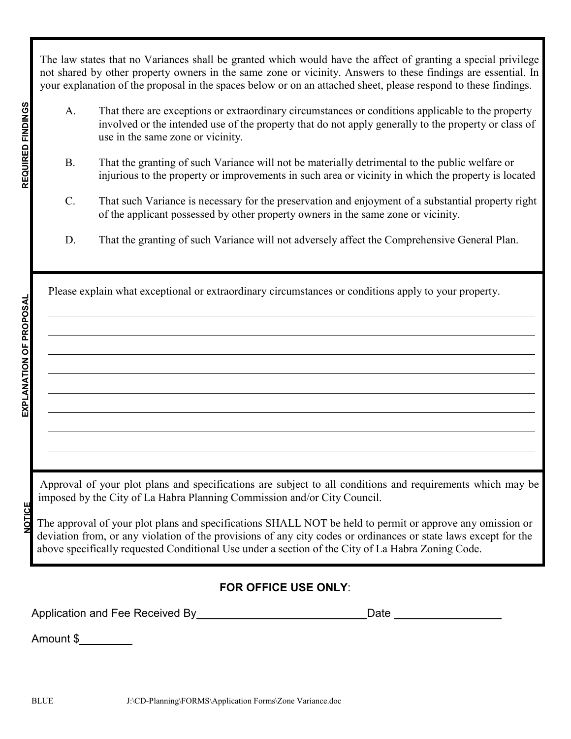## REQUIRED FINDINGS

The law states that no Variances shall be granted which would have the affect of granting a special privilege not shared by other property owners in the same zone or vicinity. Answers to these findings are essential. In your explanation of the proposal in the spaces below or on an attached sheet, please respond to these findings.

A. That there are exceptions or extraordinary circumstances or conditions applicable to the property involved or the intended use of the property that do not apply generally to the property or class of use in the same zone or vicinity.

B. That the granting of such Variance will not be materially detrimental to the public welfare or injurious to the property or improvements in such area or vicinity in which the property is located

C. That such Variance is necessary for the preservation and enjoyment of a substantial property right of the applicant possessed by other property owners in the same zone or vicinity.

D. That the granting of such Variance will not adversely affect the Comprehensive General Plan.

## EXPLANATION OF PROPOSAL

Please explain what exceptional or extraordinary circumstances or conditions apply to your property.

______________________________________________________________________

______________________________________________________________________

______________________________________________________________________

______________________________________________________________________

______________________________________________________________________

______________________________________________________________________

______________________________________________________________________

______________________________________________________________________

## NOTICE

Approval of your plot plans and specifications are subject to all conditions and requirements which may be imposed by the City of La Habra Planning Commission and/or City Council.

The approval of your plot plans and specifications SHALL NOT be held to permit or approve any omission or deviation from, or any violation of the provisions of any city codes or ordinances or state laws except for the above specifically requested Conditional Use under a section of the City of La Habra Zoning Code.

**FOR OFFICE USE ONLY**:

Application and Fee Received By ____________________________ Date _________________

Amount $_________

BLUE J:\CD-Planning\FORMS\Application Forms\Zone Variance.doc